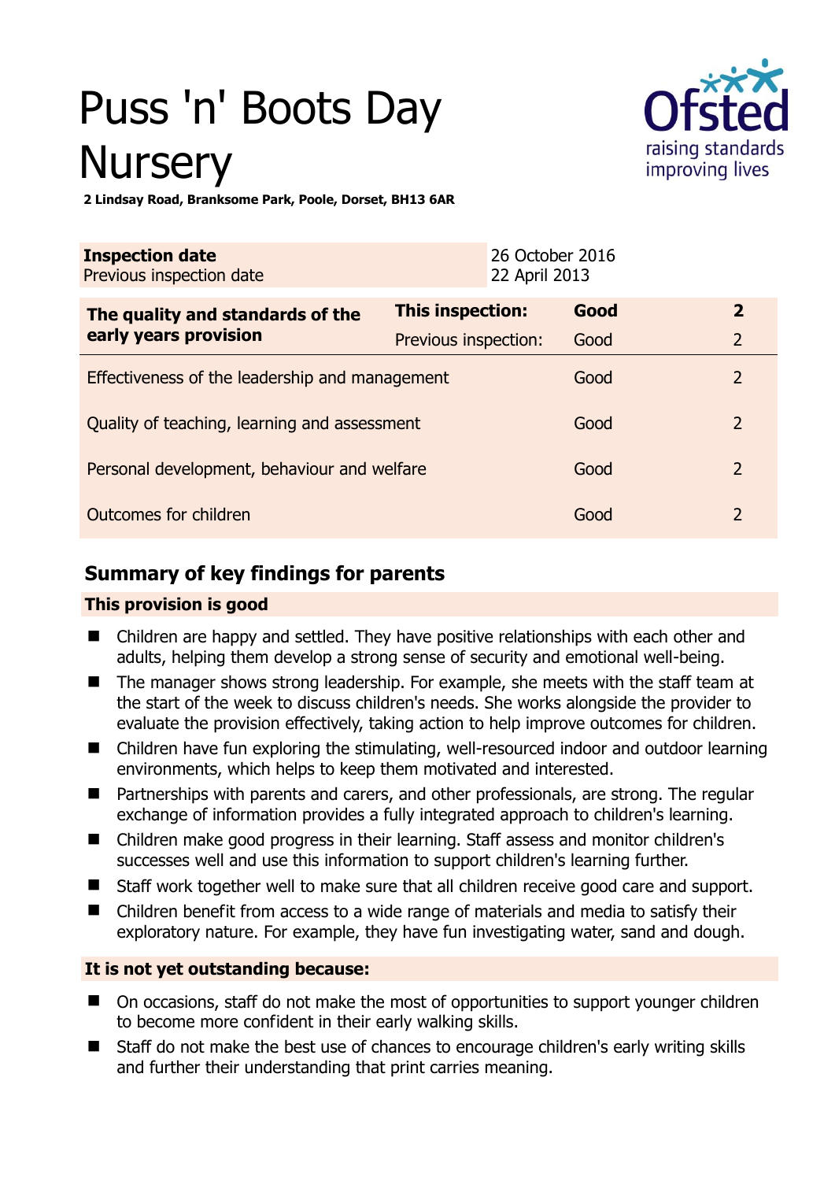# Puss 'n' Boots Day Nursery

**2 Lindsay Road, Branksome Park, Poole, Dorset, BH13 6AR**

| **Inspection date** | 26 October 2016 |
|---|---|
| Previous inspection date | 22 April 2013 |

| **The quality and standards of the early years provision** | **This inspection:** | **Good** | **2** |
|---|---|---|---|
| | Previous inspection: | Good | 2 |
| Effectiveness of the leadership and management | | Good | 2 |
| Quality of teaching, learning and assessment | | Good | 2 |
| Personal development, behaviour and welfare | | Good | 2 |
| Outcomes for children | | Good | 2 |

## Summary of key findings for parents

### This provision is good

- Children are happy and settled. They have positive relationships with each other and adults, helping them develop a strong sense of security and emotional well-being.
- The manager shows strong leadership. For example, she meets with the staff team at the start of the week to discuss children's needs. She works alongside the provider to evaluate the provision effectively, taking action to help improve outcomes for children.
- Children have fun exploring the stimulating, well-resourced indoor and outdoor learning environments, which helps to keep them motivated and interested.
- Partnerships with parents and carers, and other professionals, are strong. The regular exchange of information provides a fully integrated approach to children's learning.
- Children make good progress in their learning. Staff assess and monitor children's successes well and use this information to support children's learning further.
- Staff work together well to make sure that all children receive good care and support.
- Children benefit from access to a wide range of materials and media to satisfy their exploratory nature. For example, they have fun investigating water, sand and dough.

### It is not yet outstanding because:

- On occasions, staff do not make the most of opportunities to support younger children to become more confident in their early walking skills.
- Staff do not make the best use of chances to encourage children's early writing skills and further their understanding that print carries meaning.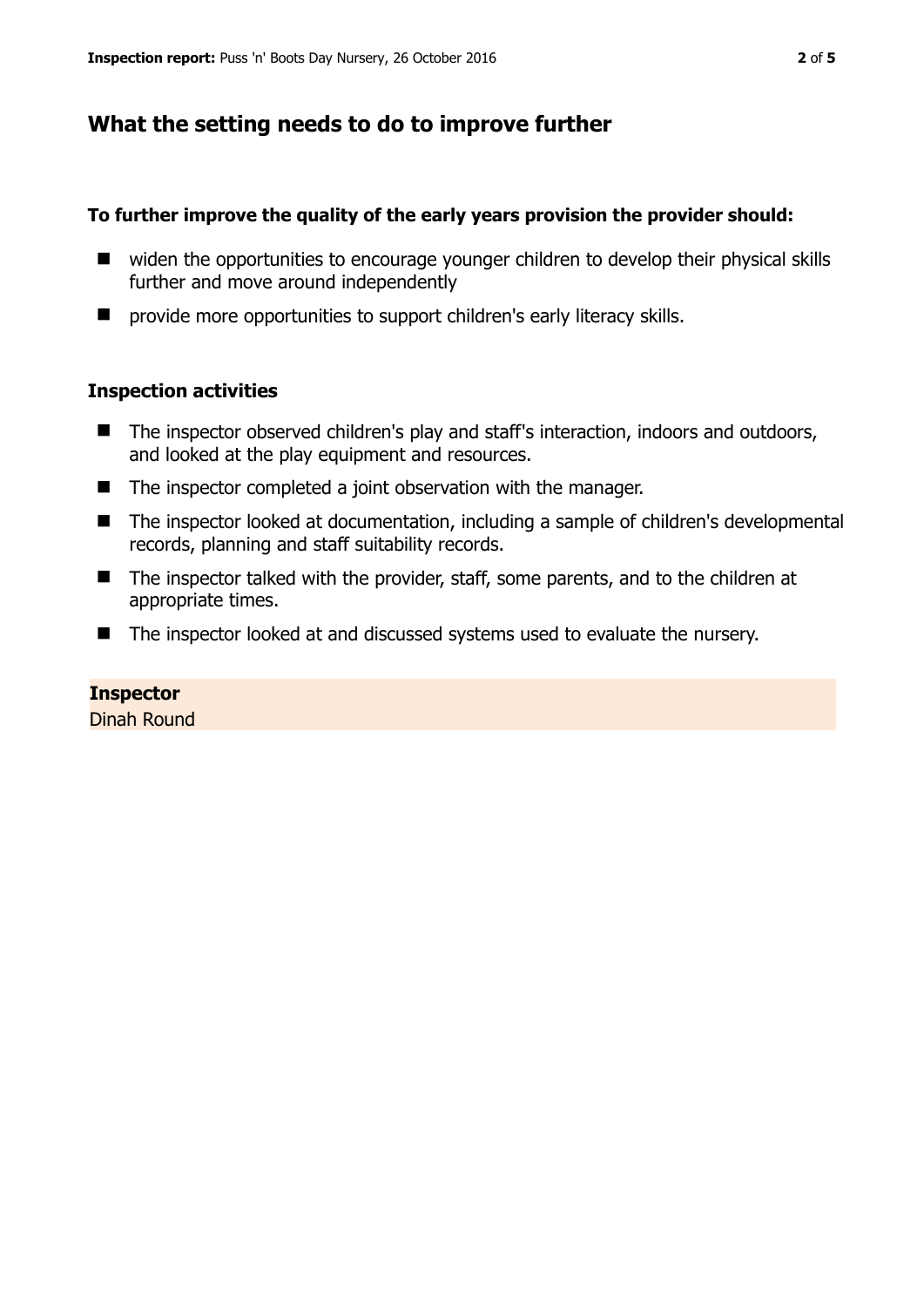## What the setting needs to do to improve further

**To further improve the quality of the early years provision the provider should:**

- widen the opportunities to encourage younger children to develop their physical skills further and move around independently
- provide more opportunities to support children's early literacy skills.

### Inspection activities

- The inspector observed children's play and staff's interaction, indoors and outdoors, and looked at the play equipment and resources.
- The inspector completed a joint observation with the manager.
- The inspector looked at documentation, including a sample of children's developmental records, planning and staff suitability records.
- The inspector talked with the provider, staff, some parents, and to the children at appropriate times.
- The inspector looked at and discussed systems used to evaluate the nursery.

**Inspector**
Dinah Round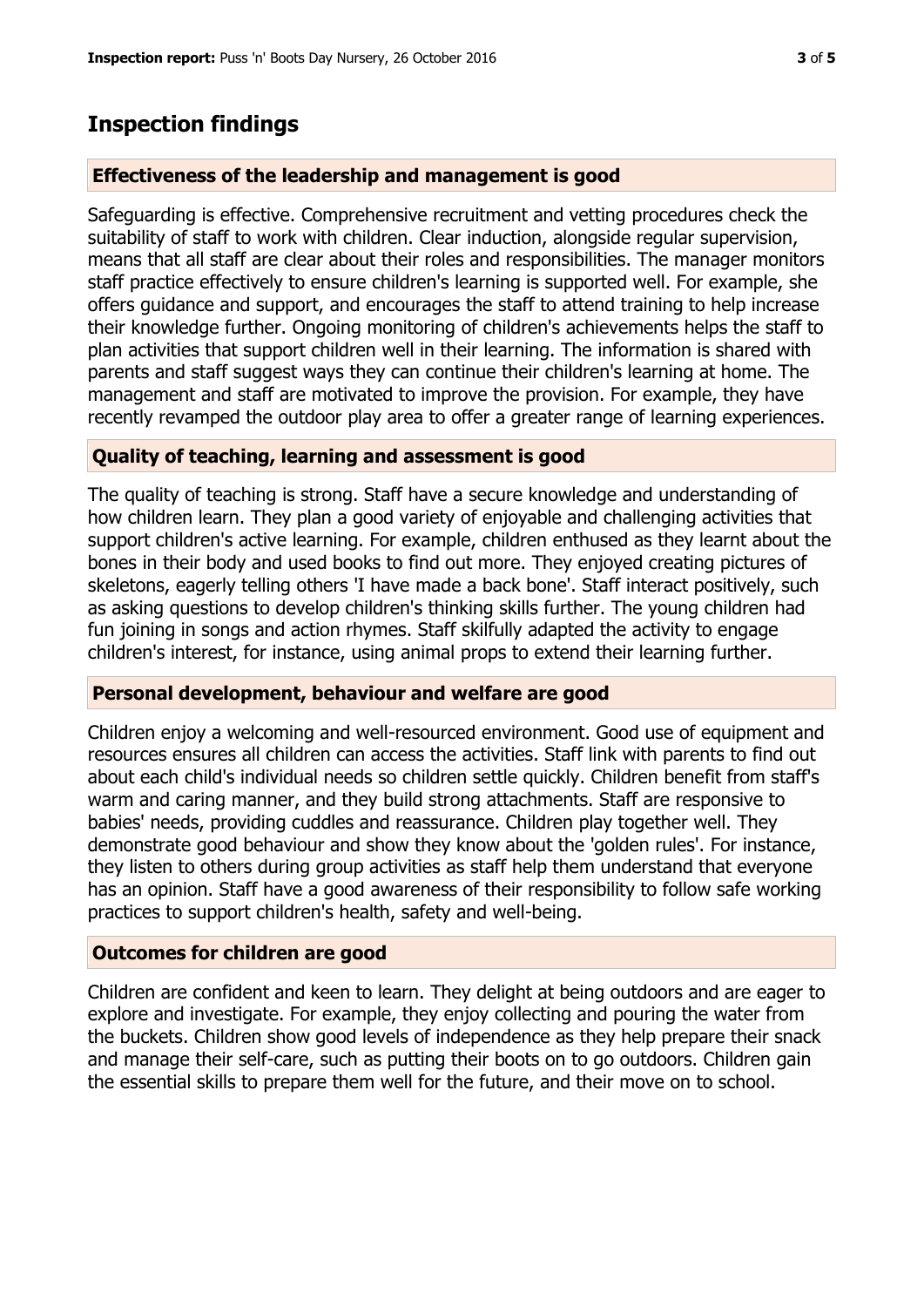## Inspection findings

### Effectiveness of the leadership and management is good

Safeguarding is effective. Comprehensive recruitment and vetting procedures check the suitability of staff to work with children. Clear induction, alongside regular supervision, means that all staff are clear about their roles and responsibilities. The manager monitors staff practice effectively to ensure children's learning is supported well. For example, she offers guidance and support, and encourages the staff to attend training to help increase their knowledge further. Ongoing monitoring of children's achievements helps the staff to plan activities that support children well in their learning. The information is shared with parents and staff suggest ways they can continue their children's learning at home. The management and staff are motivated to improve the provision. For example, they have recently revamped the outdoor play area to offer a greater range of learning experiences.

### Quality of teaching, learning and assessment is good

The quality of teaching is strong. Staff have a secure knowledge and understanding of how children learn. They plan a good variety of enjoyable and challenging activities that support children's active learning. For example, children enthused as they learnt about the bones in their body and used books to find out more. They enjoyed creating pictures of skeletons, eagerly telling others 'I have made a back bone'. Staff interact positively, such as asking questions to develop children's thinking skills further. The young children had fun joining in songs and action rhymes. Staff skilfully adapted the activity to engage children's interest, for instance, using animal props to extend their learning further.

### Personal development, behaviour and welfare are good

Children enjoy a welcoming and well-resourced environment. Good use of equipment and resources ensures all children can access the activities. Staff link with parents to find out about each child's individual needs so children settle quickly. Children benefit from staff's warm and caring manner, and they build strong attachments. Staff are responsive to babies' needs, providing cuddles and reassurance. Children play together well. They demonstrate good behaviour and show they know about the 'golden rules'. For instance, they listen to others during group activities as staff help them understand that everyone has an opinion. Staff have a good awareness of their responsibility to follow safe working practices to support children's health, safety and well-being.

### Outcomes for children are good

Children are confident and keen to learn. They delight at being outdoors and are eager to explore and investigate. For example, they enjoy collecting and pouring the water from the buckets. Children show good levels of independence as they help prepare their snack and manage their self-care, such as putting their boots on to go outdoors. Children gain the essential skills to prepare them well for the future, and their move on to school.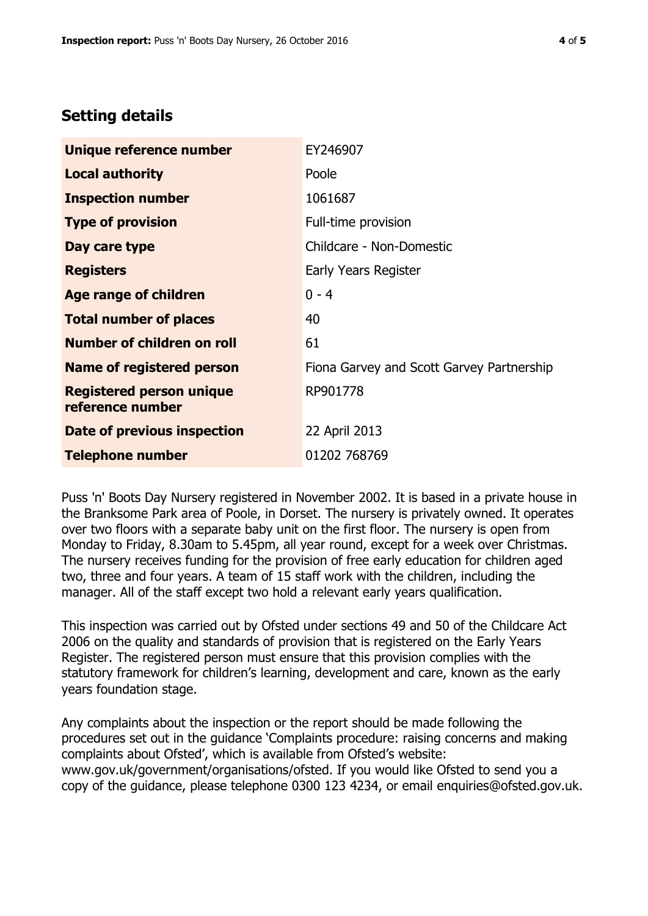## Setting details

| | |
|---|---|
| **Unique reference number** | EY246907 |
| **Local authority** | Poole |
| **Inspection number** | 1061687 |
| **Type of provision** | Full-time provision |
| **Day care type** | Childcare - Non-Domestic |
| **Registers** | Early Years Register |
| **Age range of children** | 0 - 4 |
| **Total number of places** | 40 |
| **Number of children on roll** | 61 |
| **Name of registered person** | Fiona Garvey and Scott Garvey Partnership |
| **Registered person unique reference number** | RP901778 |
| **Date of previous inspection** | 22 April 2013 |
| **Telephone number** | 01202 768769 |

Puss 'n' Boots Day Nursery registered in November 2002. It is based in a private house in the Branksome Park area of Poole, in Dorset. The nursery is privately owned. It operates over two floors with a separate baby unit on the first floor. The nursery is open from Monday to Friday, 8.30am to 5.45pm, all year round, except for a week over Christmas. The nursery receives funding for the provision of free early education for children aged two, three and four years. A team of 15 staff work with the children, including the manager. All of the staff except two hold a relevant early years qualification.

This inspection was carried out by Ofsted under sections 49 and 50 of the Childcare Act 2006 on the quality and standards of provision that is registered on the Early Years Register. The registered person must ensure that this provision complies with the statutory framework for children's learning, development and care, known as the early years foundation stage.

Any complaints about the inspection or the report should be made following the procedures set out in the guidance 'Complaints procedure: raising concerns and making complaints about Ofsted', which is available from Ofsted's website: www.gov.uk/government/organisations/ofsted. If you would like Ofsted to send you a copy of the guidance, please telephone 0300 123 4234, or email enquiries@ofsted.gov.uk.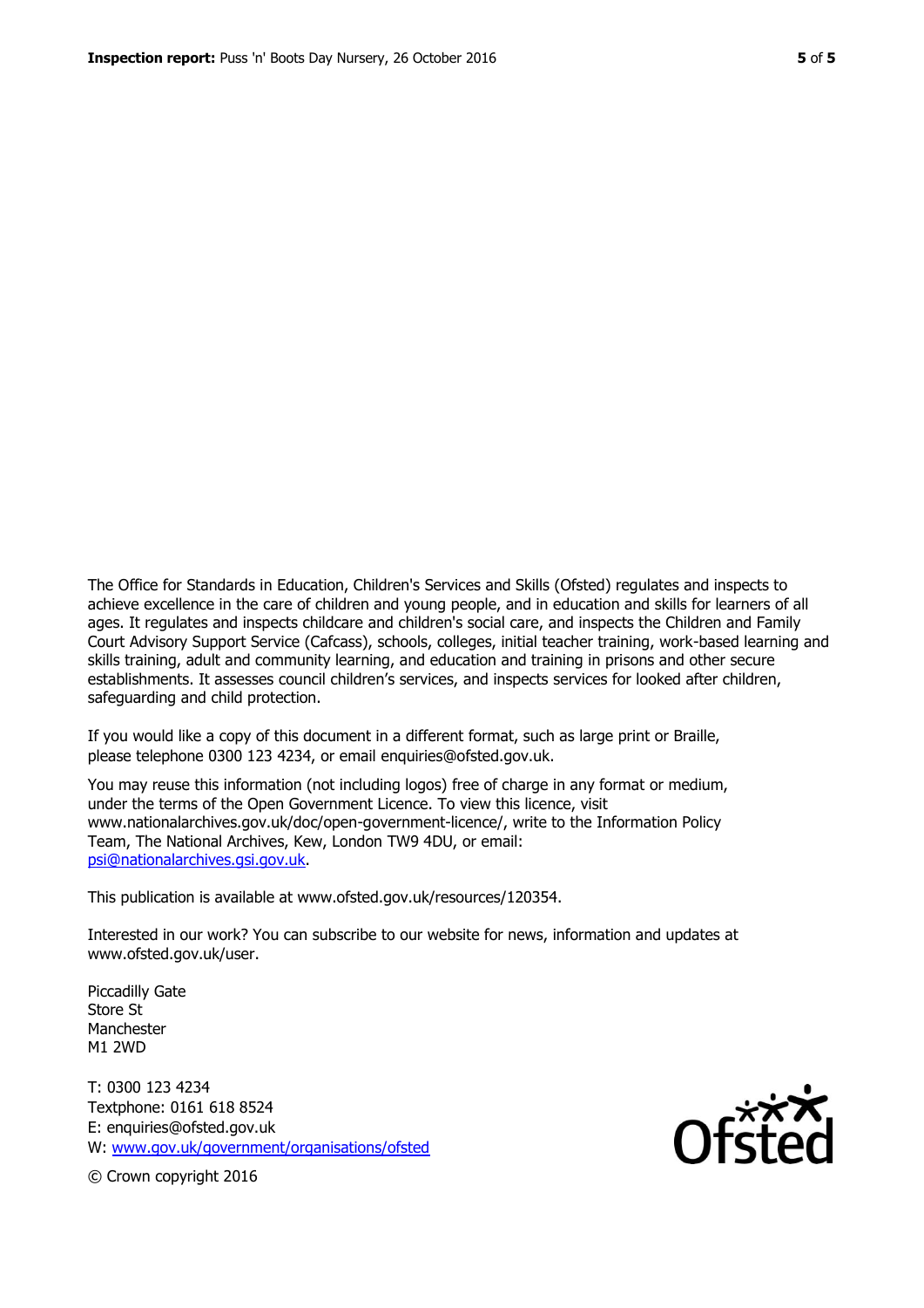The Office for Standards in Education, Children's Services and Skills (Ofsted) regulates and inspects to achieve excellence in the care of children and young people, and in education and skills for learners of all ages. It regulates and inspects childcare and children's social care, and inspects the Children and Family Court Advisory Support Service (Cafcass), schools, colleges, initial teacher training, work-based learning and skills training, adult and community learning, and education and training in prisons and other secure establishments. It assesses council children's services, and inspects services for looked after children, safeguarding and child protection.

If you would like a copy of this document in a different format, such as large print or Braille, please telephone 0300 123 4234, or email enquiries@ofsted.gov.uk.

You may reuse this information (not including logos) free of charge in any format or medium, under the terms of the Open Government Licence. To view this licence, visit www.nationalarchives.gov.uk/doc/open-government-licence/, write to the Information Policy Team, The National Archives, Kew, London TW9 4DU, or email: psi@nationalarchives.gsi.gov.uk.

This publication is available at www.ofsted.gov.uk/resources/120354.

Interested in our work? You can subscribe to our website for news, information and updates at www.ofsted.gov.uk/user.

Piccadilly Gate
Store St
Manchester
M1 2WD

T: 0300 123 4234
Textphone: 0161 618 8524
E: enquiries@ofsted.gov.uk
W: www.gov.uk/government/organisations/ofsted

Ofsted

© Crown copyright 2016